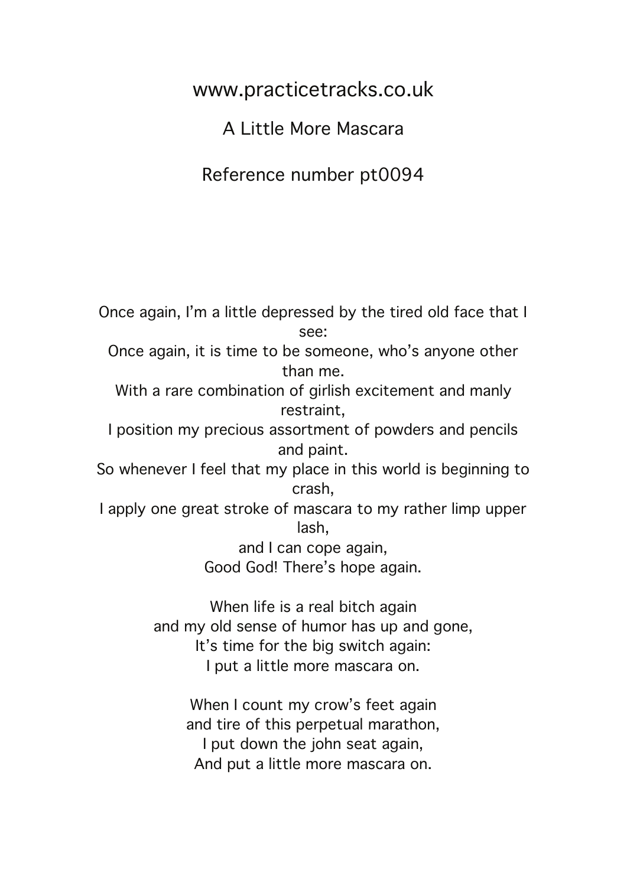www.practicetracks.co.uk

# A Little More Mascara

Reference number pt0094

Once again, I'm a little depressed by the tired old face that I see:
Once again, it is time to be someone, who's anyone other than me.
With a rare combination of girlish excitement and manly restraint,
I position my precious assortment of powders and pencils and paint.
So whenever I feel that my place in this world is beginning to crash,
I apply one great stroke of mascara to my rather limp upper lash,
and I can cope again,
Good God! There's hope again.

When life is a real bitch again
and my old sense of humor has up and gone,
It's time for the big switch again:
I put a little more mascara on.

When I count my crow's feet again
and tire of this perpetual marathon,
I put down the john seat again,
And put a little more mascara on.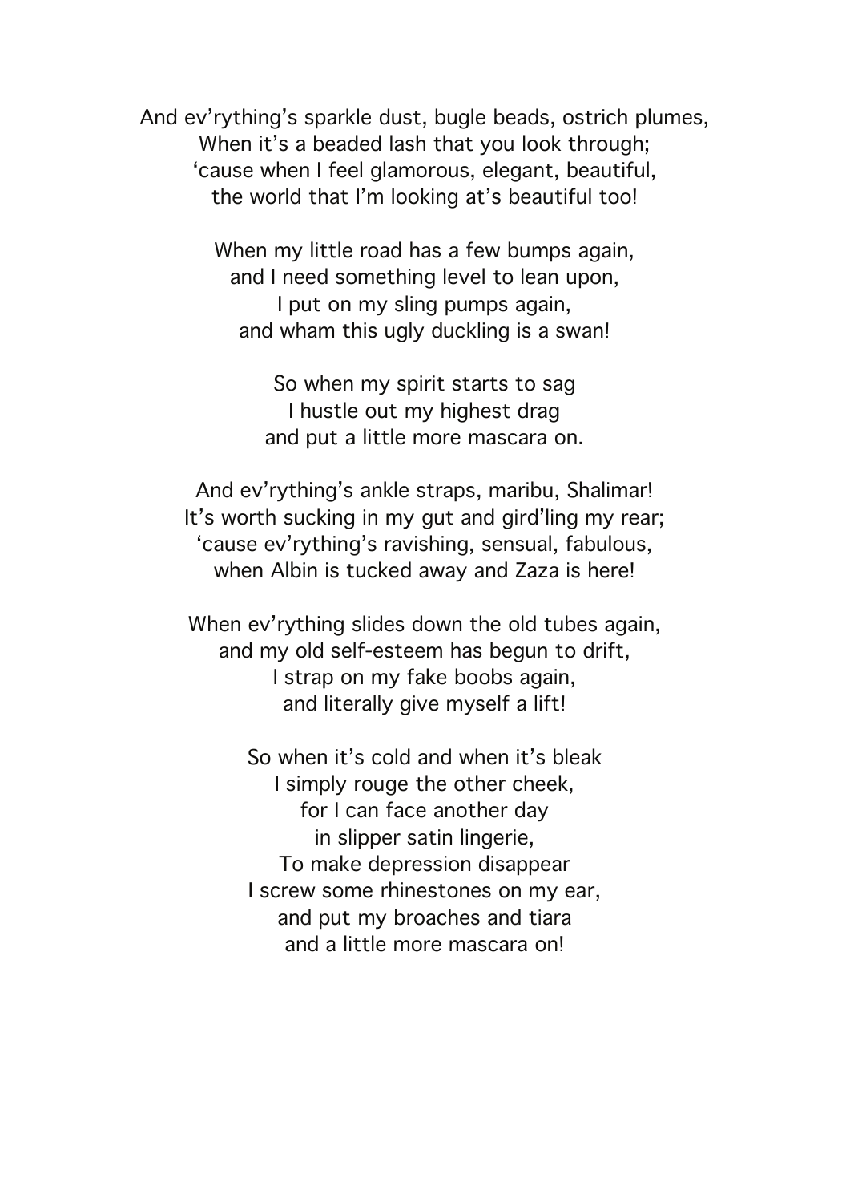And ev'rything's sparkle dust, bugle beads, ostrich plumes,
When it's a beaded lash that you look through;
'cause when I feel glamorous, elegant, beautiful,
the world that I'm looking at's beautiful too!

When my little road has a few bumps again,
and I need something level to lean upon,
I put on my sling pumps again,
and wham this ugly duckling is a swan!

So when my spirit starts to sag
I hustle out my highest drag
and put a little more mascara on.

And ev'rything's ankle straps, maribu, Shalimar!
It's worth sucking in my gut and gird'ling my rear;
'cause ev'rything's ravishing, sensual, fabulous,
when Albin is tucked away and Zaza is here!

When ev'rything slides down the old tubes again,
and my old self-esteem has begun to drift,
I strap on my fake boobs again,
and literally give myself a lift!

So when it's cold and when it's bleak
I simply rouge the other cheek,
for I can face another day
in slipper satin lingerie,
To make depression disappear
I screw some rhinestones on my ear,
and put my broaches and tiara
and a little more mascara on!